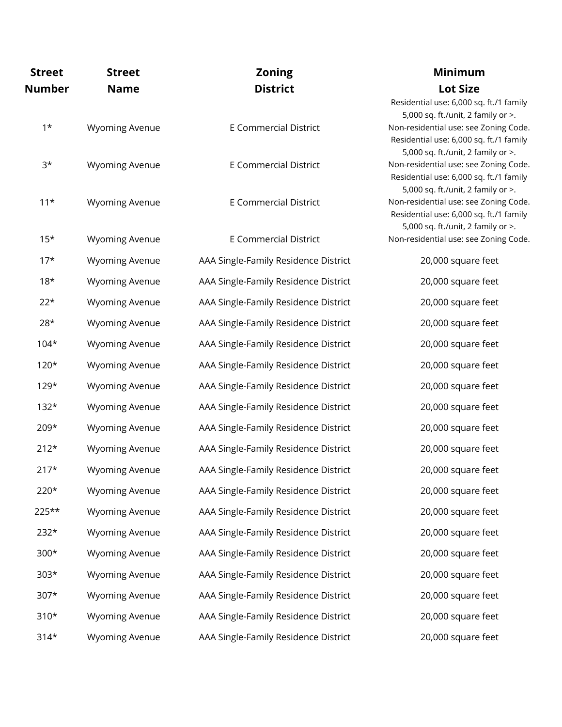| Street Number | Street Name | Zoning District | Minimum Lot Size |
| --- | --- | --- | --- |
| 1* | Wyoming Avenue | E Commercial District | Residential use: 6,000 sq. ft./1 family 5,000 sq. ft./unit, 2 family or >. Non-residential use: see Zoning Code. |
| 3* | Wyoming Avenue | E Commercial District | Residential use: 6,000 sq. ft./1 family 5,000 sq. ft./unit, 2 family or >. Non-residential use: see Zoning Code. |
| 11* | Wyoming Avenue | E Commercial District | Residential use: 6,000 sq. ft./1 family 5,000 sq. ft./unit, 2 family or >. Non-residential use: see Zoning Code. |
| 15* | Wyoming Avenue | E Commercial District | Residential use: 6,000 sq. ft./1 family 5,000 sq. ft./unit, 2 family or >. Non-residential use: see Zoning Code. |
| 17* | Wyoming Avenue | AAA Single-Family Residence District | 20,000 square feet |
| 18* | Wyoming Avenue | AAA Single-Family Residence District | 20,000 square feet |
| 22* | Wyoming Avenue | AAA Single-Family Residence District | 20,000 square feet |
| 28* | Wyoming Avenue | AAA Single-Family Residence District | 20,000 square feet |
| 104* | Wyoming Avenue | AAA Single-Family Residence District | 20,000 square feet |
| 120* | Wyoming Avenue | AAA Single-Family Residence District | 20,000 square feet |
| 129* | Wyoming Avenue | AAA Single-Family Residence District | 20,000 square feet |
| 132* | Wyoming Avenue | AAA Single-Family Residence District | 20,000 square feet |
| 209* | Wyoming Avenue | AAA Single-Family Residence District | 20,000 square feet |
| 212* | Wyoming Avenue | AAA Single-Family Residence District | 20,000 square feet |
| 217* | Wyoming Avenue | AAA Single-Family Residence District | 20,000 square feet |
| 220* | Wyoming Avenue | AAA Single-Family Residence District | 20,000 square feet |
| 225** | Wyoming Avenue | AAA Single-Family Residence District | 20,000 square feet |
| 232* | Wyoming Avenue | AAA Single-Family Residence District | 20,000 square feet |
| 300* | Wyoming Avenue | AAA Single-Family Residence District | 20,000 square feet |
| 303* | Wyoming Avenue | AAA Single-Family Residence District | 20,000 square feet |
| 307* | Wyoming Avenue | AAA Single-Family Residence District | 20,000 square feet |
| 310* | Wyoming Avenue | AAA Single-Family Residence District | 20,000 square feet |
| 314* | Wyoming Avenue | AAA Single-Family Residence District | 20,000 square feet |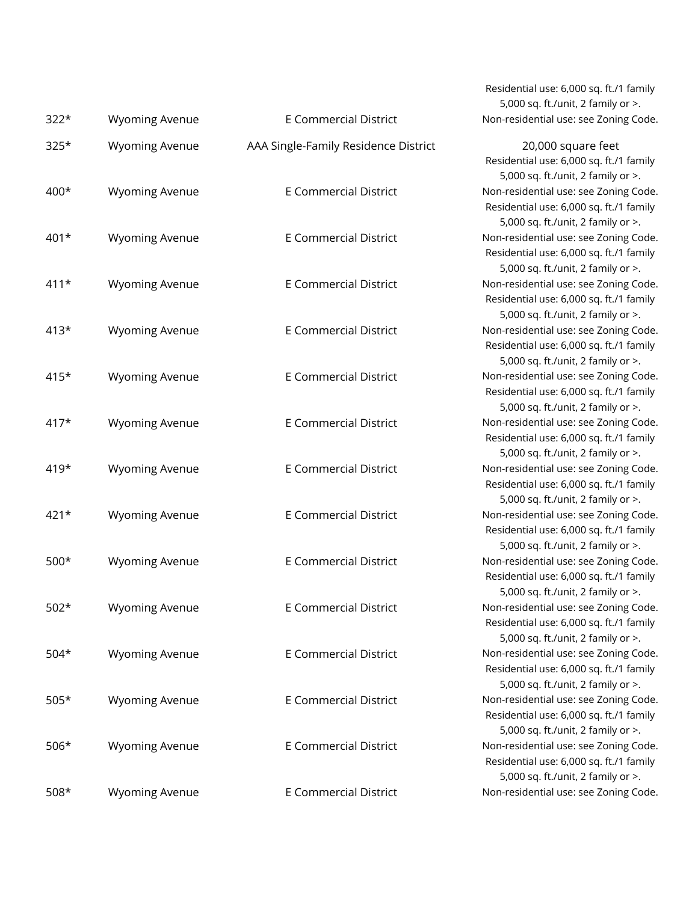| | | | |
|---|---|---|---|
| 322* | Wyoming Avenue | E Commercial District | Residential use: 6,000 sq. ft./1 family 5,000 sq. ft./unit, 2 family or >. Non-residential use: see Zoning Code. |
| 325* | Wyoming Avenue | AAA Single-Family Residence District | 20,000 square feet |
| 400* | Wyoming Avenue | E Commercial District | Residential use: 6,000 sq. ft./1 family 5,000 sq. ft./unit, 2 family or >. Non-residential use: see Zoning Code. |
| 401* | Wyoming Avenue | E Commercial District | Residential use: 6,000 sq. ft./1 family 5,000 sq. ft./unit, 2 family or >. Non-residential use: see Zoning Code. |
| 411* | Wyoming Avenue | E Commercial District | Residential use: 6,000 sq. ft./1 family 5,000 sq. ft./unit, 2 family or >. Non-residential use: see Zoning Code. |
| 413* | Wyoming Avenue | E Commercial District | Residential use: 6,000 sq. ft./1 family 5,000 sq. ft./unit, 2 family or >. Non-residential use: see Zoning Code. |
| 415* | Wyoming Avenue | E Commercial District | Residential use: 6,000 sq. ft./1 family 5,000 sq. ft./unit, 2 family or >. Non-residential use: see Zoning Code. |
| 417* | Wyoming Avenue | E Commercial District | Residential use: 6,000 sq. ft./1 family 5,000 sq. ft./unit, 2 family or >. Non-residential use: see Zoning Code. |
| 419* | Wyoming Avenue | E Commercial District | Residential use: 6,000 sq. ft./1 family 5,000 sq. ft./unit, 2 family or >. Non-residential use: see Zoning Code. |
| 421* | Wyoming Avenue | E Commercial District | Residential use: 6,000 sq. ft./1 family 5,000 sq. ft./unit, 2 family or >. Non-residential use: see Zoning Code. |
| 500* | Wyoming Avenue | E Commercial District | Residential use: 6,000 sq. ft./1 family 5,000 sq. ft./unit, 2 family or >. Non-residential use: see Zoning Code. |
| 502* | Wyoming Avenue | E Commercial District | Residential use: 6,000 sq. ft./1 family 5,000 sq. ft./unit, 2 family or >. Non-residential use: see Zoning Code. |
| 504* | Wyoming Avenue | E Commercial District | Residential use: 6,000 sq. ft./1 family 5,000 sq. ft./unit, 2 family or >. Non-residential use: see Zoning Code. |
| 505* | Wyoming Avenue | E Commercial District | Residential use: 6,000 sq. ft./1 family 5,000 sq. ft./unit, 2 family or >. Non-residential use: see Zoning Code. |
| 506* | Wyoming Avenue | E Commercial District | Residential use: 6,000 sq. ft./1 family 5,000 sq. ft./unit, 2 family or >. Non-residential use: see Zoning Code. |
| 508* | Wyoming Avenue | E Commercial District | Residential use: 6,000 sq. ft./1 family 5,000 sq. ft./unit, 2 family or >. Non-residential use: see Zoning Code. |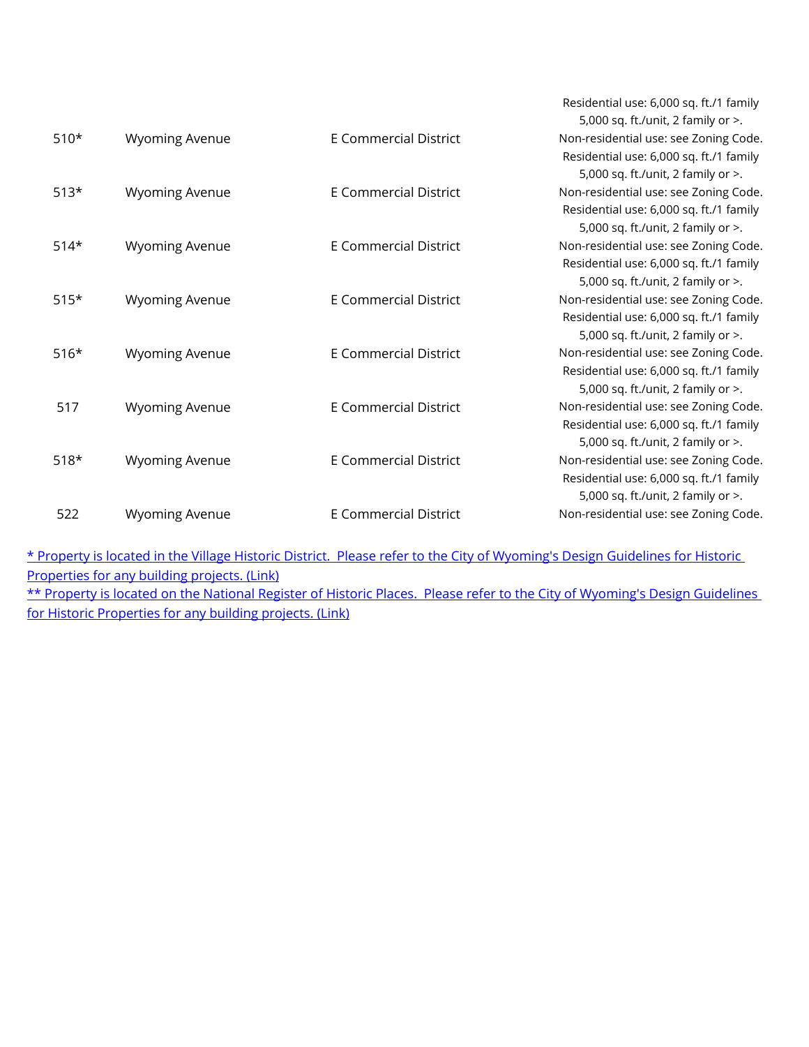| | | | |
|---|---|---|---|
| 510* | Wyoming Avenue | E Commercial District | Residential use: 6,000 sq. ft./1 family 5,000 sq. ft./unit, 2 family or >. Non-residential use: see Zoning Code. |
| 513* | Wyoming Avenue | E Commercial District | Residential use: 6,000 sq. ft./1 family 5,000 sq. ft./unit, 2 family or >. Non-residential use: see Zoning Code. |
| 514* | Wyoming Avenue | E Commercial District | Residential use: 6,000 sq. ft./1 family 5,000 sq. ft./unit, 2 family or >. Non-residential use: see Zoning Code. |
| 515* | Wyoming Avenue | E Commercial District | Residential use: 6,000 sq. ft./1 family 5,000 sq. ft./unit, 2 family or >. Non-residential use: see Zoning Code. |
| 516* | Wyoming Avenue | E Commercial District | Residential use: 6,000 sq. ft./1 family 5,000 sq. ft./unit, 2 family or >. Non-residential use: see Zoning Code. |
| 517 | Wyoming Avenue | E Commercial District | Residential use: 6,000 sq. ft./1 family 5,000 sq. ft./unit, 2 family or >. Non-residential use: see Zoning Code. |
| 518* | Wyoming Avenue | E Commercial District | Residential use: 6,000 sq. ft./1 family 5,000 sq. ft./unit, 2 family or >. Non-residential use: see Zoning Code. |
| 522 | Wyoming Avenue | E Commercial District | Residential use: 6,000 sq. ft./1 family 5,000 sq. ft./unit, 2 family or >. Non-residential use: see Zoning Code. |

* Property is located in the Village Historic District. Please refer to the City of Wyoming's Design Guidelines for Historic Properties for any building projects. (Link)

** Property is located on the National Register of Historic Places. Please refer to the City of Wyoming's Design Guidelines for Historic Properties for any building projects. (Link)